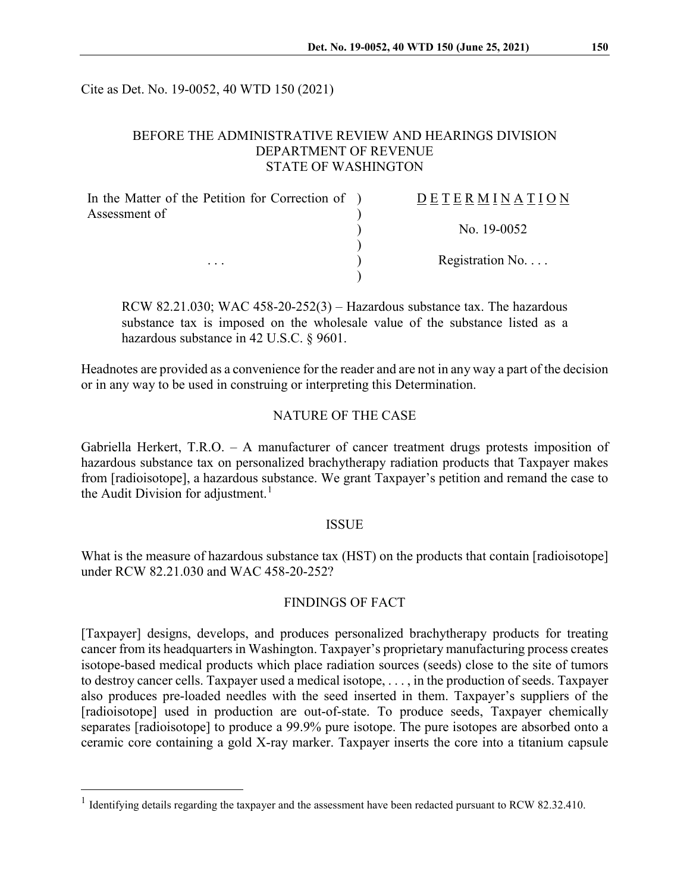Cite as Det. No. 19-0052, 40 WTD 150 (2021)

BEFORE THE ADMINISTRATIVE REVIEW AND HEARINGS DIVISION
DEPARTMENT OF REVENUE
STATE OF WASHINGTON

| In the Matter of the Petition for Correction of Assessment of | ) | DETERMINATION |
| --- | --- | --- |
| | ) | No. 19-0052 |
| . . . | ) | Registration No. . . . |

RCW 82.21.030; WAC 458-20-252(3) – Hazardous substance tax. The hazardous substance tax is imposed on the wholesale value of the substance listed as a hazardous substance in 42 U.S.C. § 9601.

Headnotes are provided as a convenience for the reader and are not in any way a part of the decision or in any way to be used in construing or interpreting this Determination.

## NATURE OF THE CASE

Gabriella Herkert, T.R.O. – A manufacturer of cancer treatment drugs protests imposition of hazardous substance tax on personalized brachytherapy radiation products that Taxpayer makes from [radioisotope], a hazardous substance. We grant Taxpayer's petition and remand the case to the Audit Division for adjustment.[1]

## ISSUE

What is the measure of hazardous substance tax (HST) on the products that contain [radioisotope] under RCW 82.21.030 and WAC 458-20-252?

## FINDINGS OF FACT

[Taxpayer] designs, develops, and produces personalized brachytherapy products for treating cancer from its headquarters in Washington. Taxpayer's proprietary manufacturing process creates isotope-based medical products which place radiation sources (seeds) close to the site of tumors to destroy cancer cells. Taxpayer used a medical isotope, . . . , in the production of seeds. Taxpayer also produces pre-loaded needles with the seed inserted in them. Taxpayer's suppliers of the [radioisotope] used in production are out-of-state. To produce seeds, Taxpayer chemically separates [radioisotope] to produce a 99.9% pure isotope. The pure isotopes are absorbed onto a ceramic core containing a gold X-ray marker. Taxpayer inserts the core into a titanium capsule

[1] Identifying details regarding the taxpayer and the assessment have been redacted pursuant to RCW 82.32.410.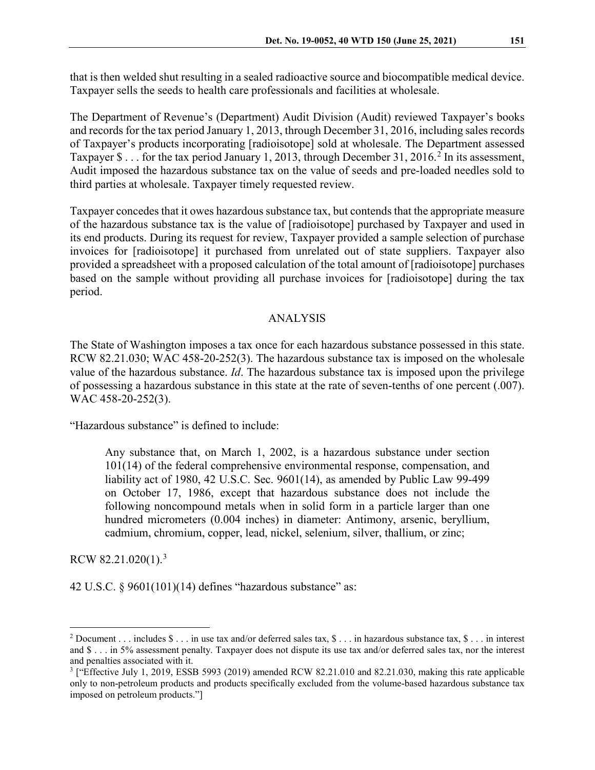that is then welded shut resulting in a sealed radioactive source and biocompatible medical device. Taxpayer sells the seeds to health care professionals and facilities at wholesale.

The Department of Revenue's (Department) Audit Division (Audit) reviewed Taxpayer's books and records for the tax period January 1, 2013, through December 31, 2016, including sales records of Taxpayer's products incorporating [radioisotope] sold at wholesale. The Department assessed Taxpayer $ . . . for the tax period January 1, 2013, through December 31, 2016.[2] In its assessment, Audit imposed the hazardous substance tax on the value of seeds and pre-loaded needles sold to third parties at wholesale. Taxpayer timely requested review.

Taxpayer concedes that it owes hazardous substance tax, but contends that the appropriate measure of the hazardous substance tax is the value of [radioisotope] purchased by Taxpayer and used in its end products. During its request for review, Taxpayer provided a sample selection of purchase invoices for [radioisotope] it purchased from unrelated out of state suppliers. Taxpayer also provided a spreadsheet with a proposed calculation of the total amount of [radioisotope] purchases based on the sample without providing all purchase invoices for [radioisotope] during the tax period.

## ANALYSIS

The State of Washington imposes a tax once for each hazardous substance possessed in this state. RCW 82.21.030; WAC 458-20-252(3). The hazardous substance tax is imposed on the wholesale value of the hazardous substance. *Id*. The hazardous substance tax is imposed upon the privilege of possessing a hazardous substance in this state at the rate of seven-tenths of one percent (.007). WAC 458-20-252(3).

"Hazardous substance" is defined to include:

> Any substance that, on March 1, 2002, is a hazardous substance under section 101(14) of the federal comprehensive environmental response, compensation, and liability act of 1980, 42 U.S.C. Sec. 9601(14), as amended by Public Law 99-499 on October 17, 1986, except that hazardous substance does not include the following noncompound metals when in solid form in a particle larger than one hundred micrometers (0.004 inches) in diameter: Antimony, arsenic, beryllium, cadmium, chromium, copper, lead, nickel, selenium, silver, thallium, or zinc;

RCW 82.21.020(1).[3]

42 U.S.C. § 9601(101)(14) defines "hazardous substance" as:

---

[2] Document . . . includes $ . . . in use tax and/or deferred sales tax, $ . . . in hazardous substance tax, $ . . . in interest and $ . . . in 5% assessment penalty. Taxpayer does not dispute its use tax and/or deferred sales tax, nor the interest and penalties associated with it.

[3] ["Effective July 1, 2019, ESSB 5993 (2019) amended RCW 82.21.010 and 82.21.030, making this rate applicable only to non-petroleum products and products specifically excluded from the volume-based hazardous substance tax imposed on petroleum products."]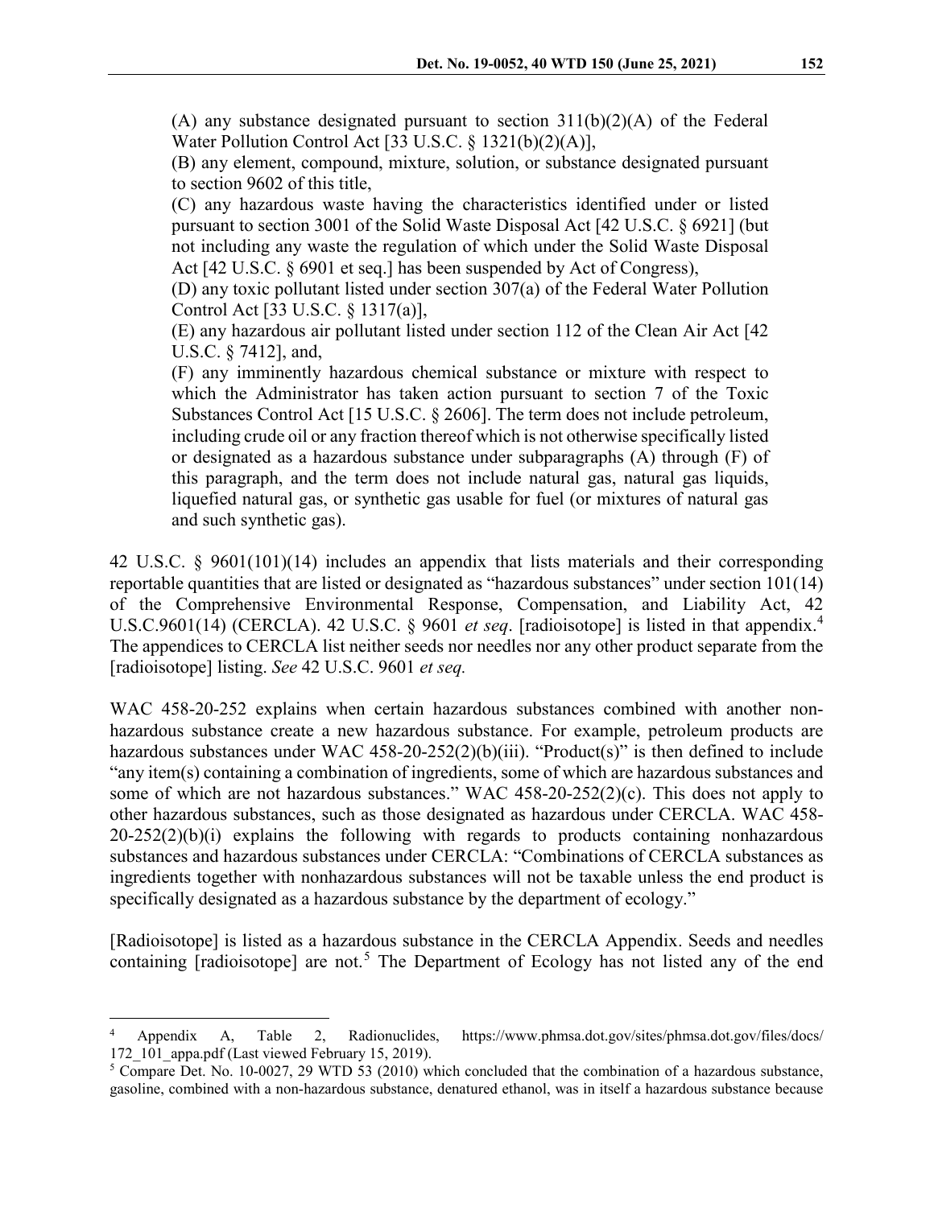> (A) any substance designated pursuant to section 311(b)(2)(A) of the Federal Water Pollution Control Act [33 U.S.C. § 1321(b)(2)(A)],
>
> (B) any element, compound, mixture, solution, or substance designated pursuant to section 9602 of this title,
>
> (C) any hazardous waste having the characteristics identified under or listed pursuant to section 3001 of the Solid Waste Disposal Act [42 U.S.C. § 6921] (but not including any waste the regulation of which under the Solid Waste Disposal Act [42 U.S.C. § 6901 et seq.] has been suspended by Act of Congress),
>
> (D) any toxic pollutant listed under section 307(a) of the Federal Water Pollution Control Act [33 U.S.C. § 1317(a)],
>
> (E) any hazardous air pollutant listed under section 112 of the Clean Air Act [42 U.S.C. § 7412], and,
>
> (F) any imminently hazardous chemical substance or mixture with respect to which the Administrator has taken action pursuant to section 7 of the Toxic Substances Control Act [15 U.S.C. § 2606]. The term does not include petroleum, including crude oil or any fraction thereof which is not otherwise specifically listed or designated as a hazardous substance under subparagraphs (A) through (F) of this paragraph, and the term does not include natural gas, natural gas liquids, liquefied natural gas, or synthetic gas usable for fuel (or mixtures of natural gas and such synthetic gas).

42 U.S.C. § 9601(101)(14) includes an appendix that lists materials and their corresponding reportable quantities that are listed or designated as "hazardous substances" under section 101(14) of the Comprehensive Environmental Response, Compensation, and Liability Act, 42 U.S.C.9601(14) (CERCLA). 42 U.S.C. § 9601 *et seq*. [radioisotope] is listed in that appendix.[4] The appendices to CERCLA list neither seeds nor needles nor any other product separate from the [radioisotope] listing. *See* 42 U.S.C. 9601 *et seq.*

WAC 458-20-252 explains when certain hazardous substances combined with another non-hazardous substance create a new hazardous substance. For example, petroleum products are hazardous substances under WAC 458-20-252(2)(b)(iii). "Product(s)" is then defined to include "any item(s) containing a combination of ingredients, some of which are hazardous substances and some of which are not hazardous substances." WAC 458-20-252(2)(c). This does not apply to other hazardous substances, such as those designated as hazardous under CERCLA. WAC 458-20-252(2)(b)(i) explains the following with regards to products containing nonhazardous substances and hazardous substances under CERCLA: "Combinations of CERCLA substances as ingredients together with nonhazardous substances will not be taxable unless the end product is specifically designated as a hazardous substance by the department of ecology."

[Radioisotope] is listed as a hazardous substance in the CERCLA Appendix. Seeds and needles containing [radioisotope] are not.[5] The Department of Ecology has not listed any of the end

---

[4] Appendix A, Table 2, Radionuclides, https://www.phmsa.dot.gov/sites/phmsa.dot.gov/files/docs/172_101_appa.pdf (Last viewed February 15, 2019).

[5] Compare Det. No. 10-0027, 29 WTD 53 (2010) which concluded that the combination of a hazardous substance, gasoline, combined with a non-hazardous substance, denatured ethanol, was in itself a hazardous substance because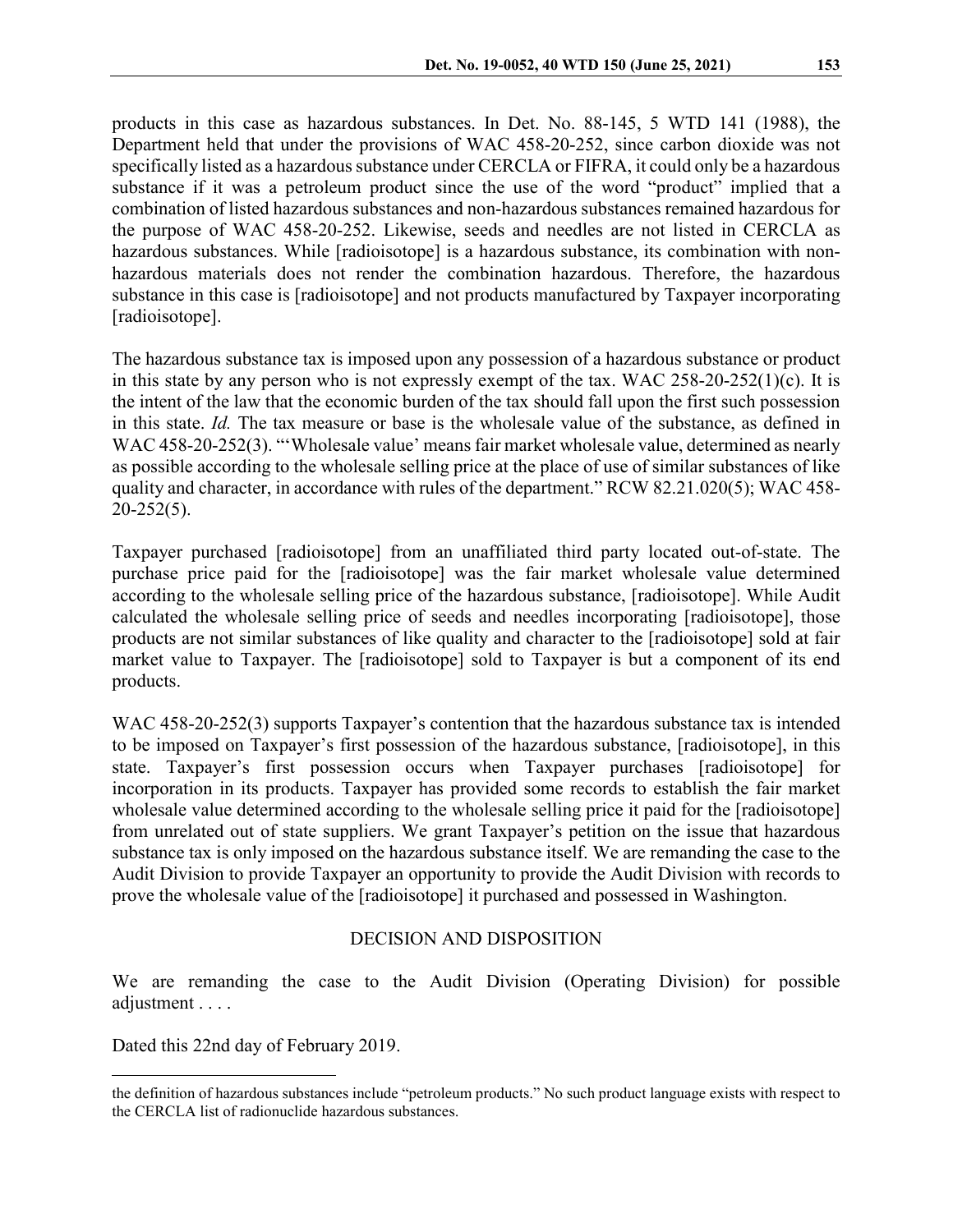products in this case as hazardous substances. In Det. No. 88-145, 5 WTD 141 (1988), the Department held that under the provisions of WAC 458-20-252, since carbon dioxide was not specifically listed as a hazardous substance under CERCLA or FIFRA, it could only be a hazardous substance if it was a petroleum product since the use of the word "product" implied that a combination of listed hazardous substances and non-hazardous substances remained hazardous for the purpose of WAC 458-20-252. Likewise, seeds and needles are not listed in CERCLA as hazardous substances. While [radioisotope] is a hazardous substance, its combination with non-hazardous materials does not render the combination hazardous. Therefore, the hazardous substance in this case is [radioisotope] and not products manufactured by Taxpayer incorporating [radioisotope].

The hazardous substance tax is imposed upon any possession of a hazardous substance or product in this state by any person who is not expressly exempt of the tax. WAC 258-20-252(1)(c). It is the intent of the law that the economic burden of the tax should fall upon the first such possession in this state. *Id.* The tax measure or base is the wholesale value of the substance, as defined in WAC 458-20-252(3). "'Wholesale value' means fair market wholesale value, determined as nearly as possible according to the wholesale selling price at the place of use of similar substances of like quality and character, in accordance with rules of the department." RCW 82.21.020(5); WAC 458-20-252(5).

Taxpayer purchased [radioisotope] from an unaffiliated third party located out-of-state. The purchase price paid for the [radioisotope] was the fair market wholesale value determined according to the wholesale selling price of the hazardous substance, [radioisotope]. While Audit calculated the wholesale selling price of seeds and needles incorporating [radioisotope], those products are not similar substances of like quality and character to the [radioisotope] sold at fair market value to Taxpayer. The [radioisotope] sold to Taxpayer is but a component of its end products.

WAC 458-20-252(3) supports Taxpayer's contention that the hazardous substance tax is intended to be imposed on Taxpayer's first possession of the hazardous substance, [radioisotope], in this state. Taxpayer's first possession occurs when Taxpayer purchases [radioisotope] for incorporation in its products. Taxpayer has provided some records to establish the fair market wholesale value determined according to the wholesale selling price it paid for the [radioisotope] from unrelated out of state suppliers. We grant Taxpayer's petition on the issue that hazardous substance tax is only imposed on the hazardous substance itself. We are remanding the case to the Audit Division to provide Taxpayer an opportunity to provide the Audit Division with records to prove the wholesale value of the [radioisotope] it purchased and possessed in Washington.

## DECISION AND DISPOSITION

We are remanding the case to the Audit Division (Operating Division) for possible adjustment . . . .

Dated this 22nd day of February 2019.

---

the definition of hazardous substances include "petroleum products." No such product language exists with respect to the CERCLA list of radionuclide hazardous substances.